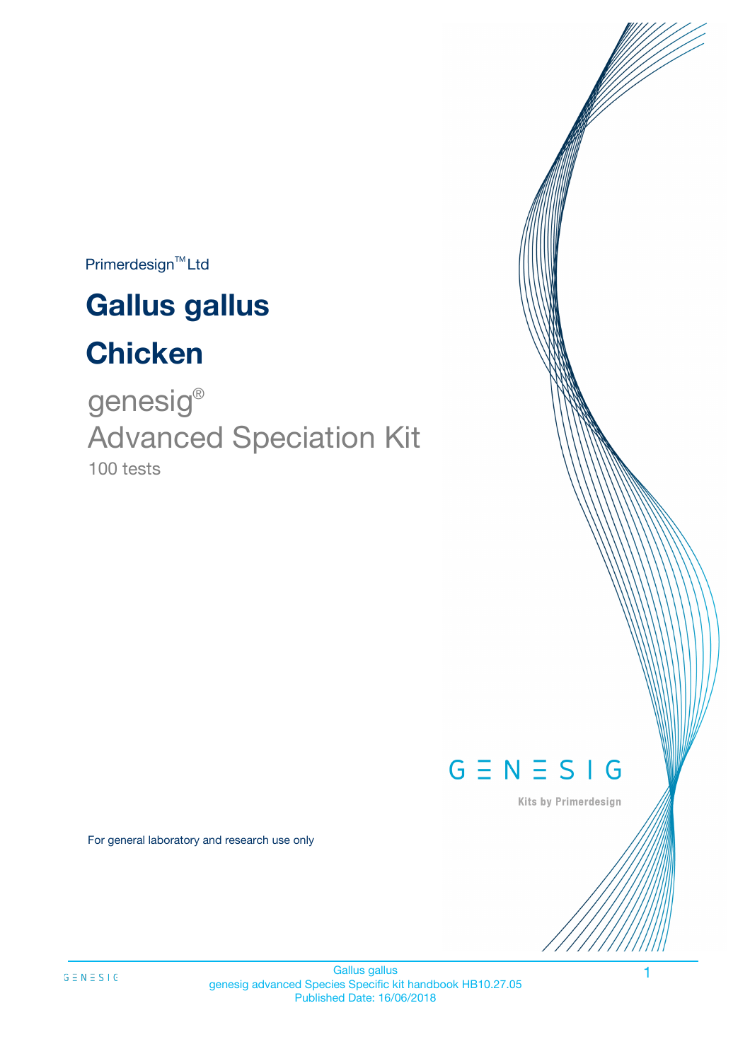Primerdesign™ Ltd

# Gallus gallus

# Chicken

genesig®

Advanced Speciation Kit

100 tests

GENESIG

Kits by Primerdesign

For general laboratory and research use only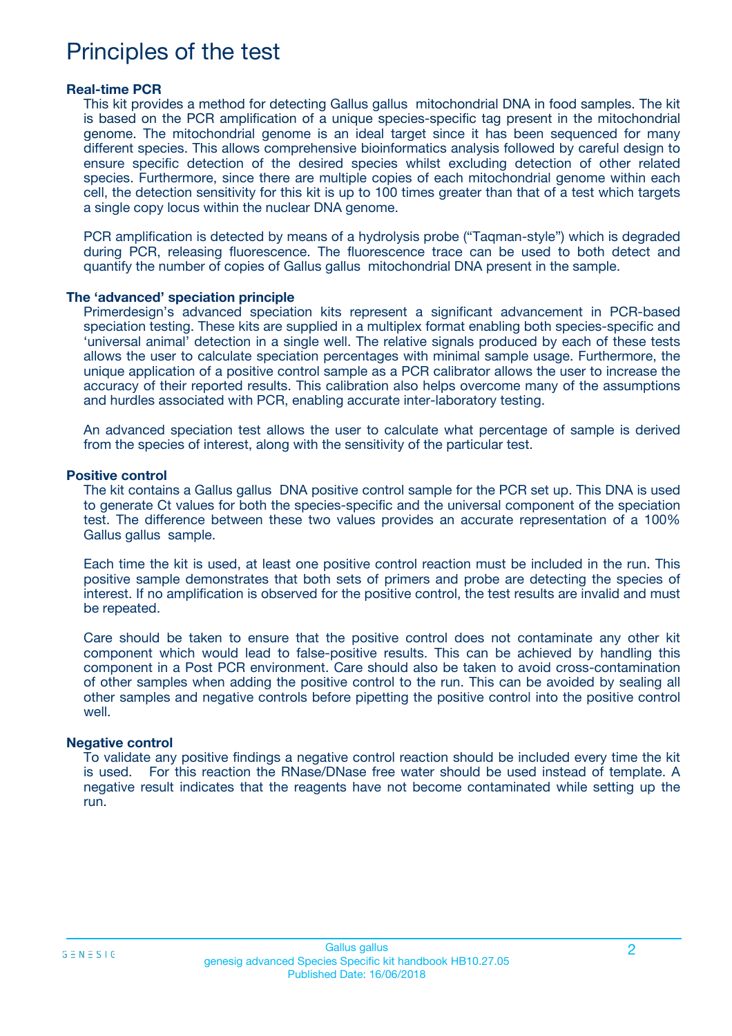# Principles of the test

### Real-time PCR

This kit provides a method for detecting Gallus gallus mitochondrial DNA in food samples. The kit is based on the PCR amplification of a unique species-specific tag present in the mitochondrial genome. The mitochondrial genome is an ideal target since it has been sequenced for many different species. This allows comprehensive bioinformatics analysis followed by careful design to ensure specific detection of the desired species whilst excluding detection of other related species. Furthermore, since there are multiple copies of each mitochondrial genome within each cell, the detection sensitivity for this kit is up to 100 times greater than that of a test which targets a single copy locus within the nuclear DNA genome.

PCR amplification is detected by means of a hydrolysis probe ("Taqman-style") which is degraded during PCR, releasing fluorescence. The fluorescence trace can be used to both detect and quantify the number of copies of Gallus gallus mitochondrial DNA present in the sample.

### The 'advanced' speciation principle

Primerdesign's advanced speciation kits represent a significant advancement in PCR-based speciation testing. These kits are supplied in a multiplex format enabling both species-specific and 'universal animal' detection in a single well. The relative signals produced by each of these tests allows the user to calculate speciation percentages with minimal sample usage. Furthermore, the unique application of a positive control sample as a PCR calibrator allows the user to increase the accuracy of their reported results. This calibration also helps overcome many of the assumptions and hurdles associated with PCR, enabling accurate inter-laboratory testing.

An advanced speciation test allows the user to calculate what percentage of sample is derived from the species of interest, along with the sensitivity of the particular test.

### Positive control

The kit contains a Gallus gallus DNA positive control sample for the PCR set up. This DNA is used to generate Ct values for both the species-specific and the universal component of the speciation test. The difference between these two values provides an accurate representation of a 100% Gallus gallus sample.

Each time the kit is used, at least one positive control reaction must be included in the run. This positive sample demonstrates that both sets of primers and probe are detecting the species of interest. If no amplification is observed for the positive control, the test results are invalid and must be repeated.

Care should be taken to ensure that the positive control does not contaminate any other kit component which would lead to false-positive results. This can be achieved by handling this component in a Post PCR environment. Care should also be taken to avoid cross-contamination of other samples when adding the positive control to the run. This can be avoided by sealing all other samples and negative controls before pipetting the positive control into the positive control well.

### Negative control

To validate any positive findings a negative control reaction should be included every time the kit is used. For this reaction the RNase/DNase free water should be used instead of template. A negative result indicates that the reagents have not become contaminated while setting up the run.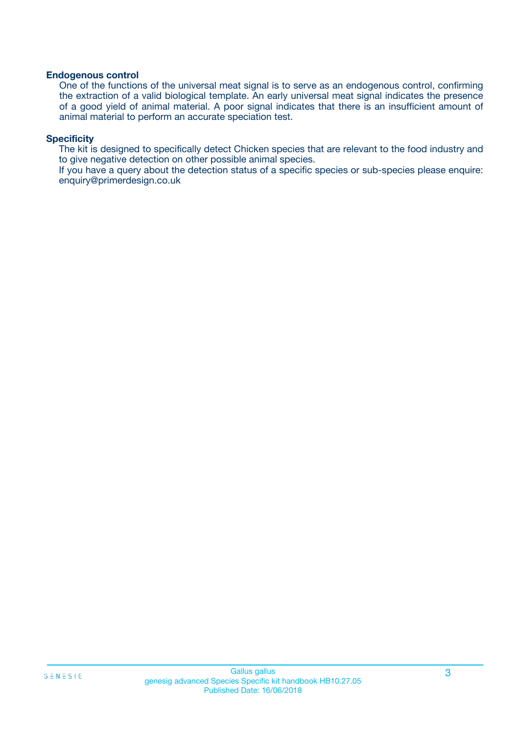### Endogenous control

One of the functions of the universal meat signal is to serve as an endogenous control, confirming the extraction of a valid biological template. An early universal meat signal indicates the presence of a good yield of animal material. A poor signal indicates that there is an insufficient amount of animal material to perform an accurate speciation test.

### Specificity

The kit is designed to specifically detect Chicken species that are relevant to the food industry and to give negative detection on other possible animal species.

If you have a query about the detection status of a specific species or sub-species please enquire: enquiry@primerdesign.co.uk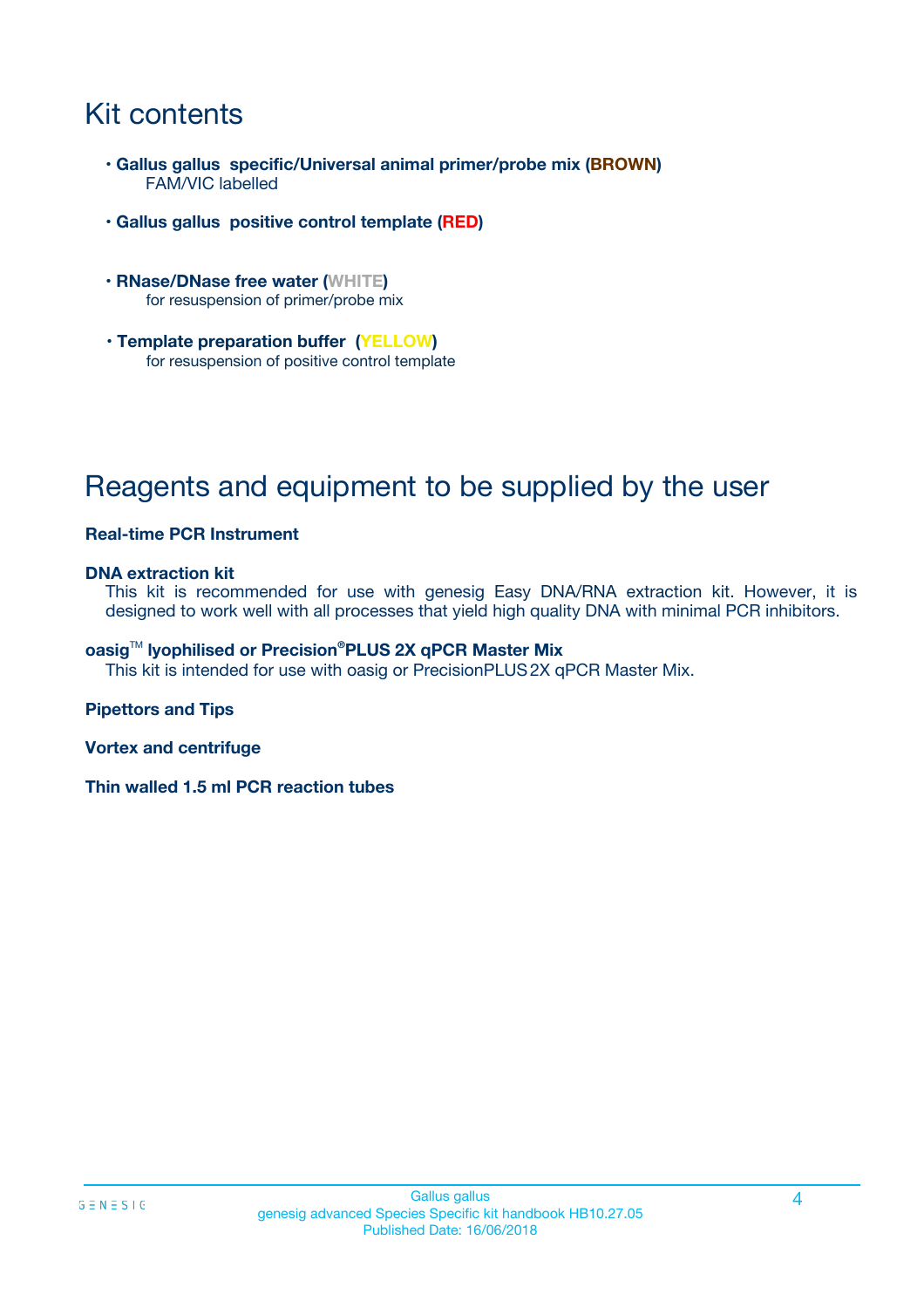# Kit contents

- **Gallus gallus specific/Universal animal primer/probe mix (BROWN)**
  FAM/VIC labelled
- **Gallus gallus positive control template (RED)**
- **RNase/DNase free water (WHITE)**
  for resuspension of primer/probe mix
- **Template preparation buffer (YELLOW)**
  for resuspension of positive control template

# Reagents and equipment to be supplied by the user

**Real-time PCR Instrument**

**DNA extraction kit**
This kit is recommended for use with genesig Easy DNA/RNA extraction kit. However, it is designed to work well with all processes that yield high quality DNA with minimal PCR inhibitors.

**oasig™ lyophilised or Precision®PLUS 2X qPCR Master Mix**
This kit is intended for use with oasig or PrecisionPLUS 2X qPCR Master Mix.

**Pipettors and Tips**

**Vortex and centrifuge**

**Thin walled 1.5 ml PCR reaction tubes**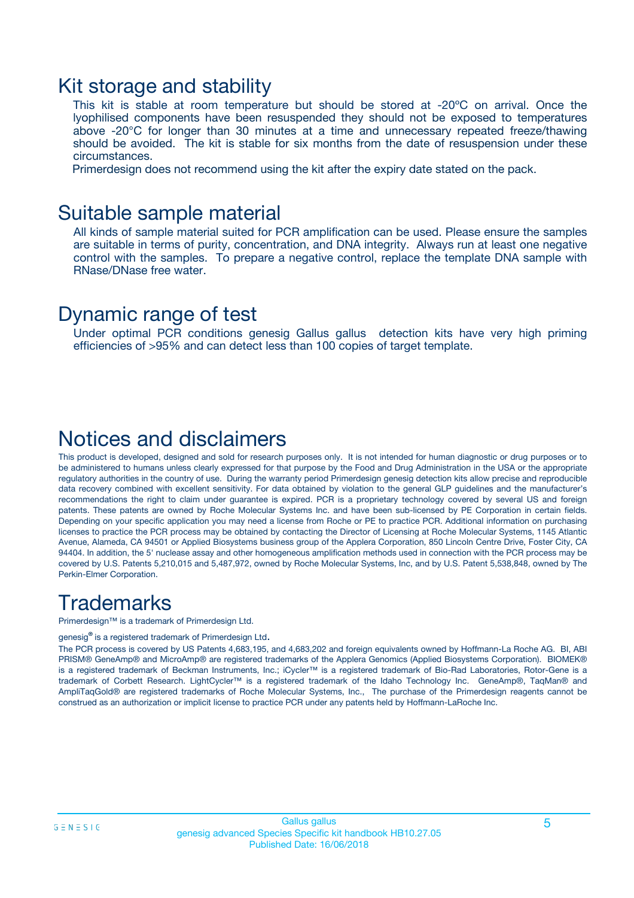## Kit storage and stability

This kit is stable at room temperature but should be stored at -20ºC on arrival. Once the lyophilised components have been resuspended they should not be exposed to temperatures above -20°C for longer than 30 minutes at a time and unnecessary repeated freeze/thawing should be avoided. The kit is stable for six months from the date of resuspension under these circumstances.

Primerdesign does not recommend using the kit after the expiry date stated on the pack.

## Suitable sample material

All kinds of sample material suited for PCR amplification can be used. Please ensure the samples are suitable in terms of purity, concentration, and DNA integrity. Always run at least one negative control with the samples. To prepare a negative control, replace the template DNA sample with RNase/DNase free water.

## Dynamic range of test

Under optimal PCR conditions genesig Gallus gallus detection kits have very high priming efficiencies of >95% and can detect less than 100 copies of target template.

## Notices and disclaimers

This product is developed, designed and sold for research purposes only. It is not intended for human diagnostic or drug purposes or to be administered to humans unless clearly expressed for that purpose by the Food and Drug Administration in the USA or the appropriate regulatory authorities in the country of use. During the warranty period Primerdesign genesig detection kits allow precise and reproducible data recovery combined with excellent sensitivity. For data obtained by violation to the general GLP guidelines and the manufacturer's recommendations the right to claim under guarantee is expired. PCR is a proprietary technology covered by several US and foreign patents. These patents are owned by Roche Molecular Systems Inc. and have been sub-licensed by PE Corporation in certain fields. Depending on your specific application you may need a license from Roche or PE to practice PCR. Additional information on purchasing licenses to practice the PCR process may be obtained by contacting the Director of Licensing at Roche Molecular Systems, 1145 Atlantic Avenue, Alameda, CA 94501 or Applied Biosystems business group of the Applera Corporation, 850 Lincoln Centre Drive, Foster City, CA 94404. In addition, the 5' nuclease assay and other homogeneous amplification methods used in connection with the PCR process may be covered by U.S. Patents 5,210,015 and 5,487,972, owned by Roche Molecular Systems, Inc, and by U.S. Patent 5,538,848, owned by The Perkin-Elmer Corporation.

## Trademarks

Primerdesign™ is a trademark of Primerdesign Ltd.

genesig® is a registered trademark of Primerdesign Ltd.

The PCR process is covered by US Patents 4,683,195, and 4,683,202 and foreign equivalents owned by Hoffmann-La Roche AG. BI, ABI PRISM® GeneAmp® and MicroAmp® are registered trademarks of the Applera Genomics (Applied Biosystems Corporation). BIOMEK® is a registered trademark of Beckman Instruments, Inc.; iCycler™ is a registered trademark of Bio-Rad Laboratories, Rotor-Gene is a trademark of Corbett Research. LightCycler™ is a registered trademark of the Idaho Technology Inc. GeneAmp®, TaqMan® and AmpliTaqGold® are registered trademarks of Roche Molecular Systems, Inc., The purchase of the Primerdesign reagents cannot be construed as an authorization or implicit license to practice PCR under any patents held by Hoffmann-LaRoche Inc.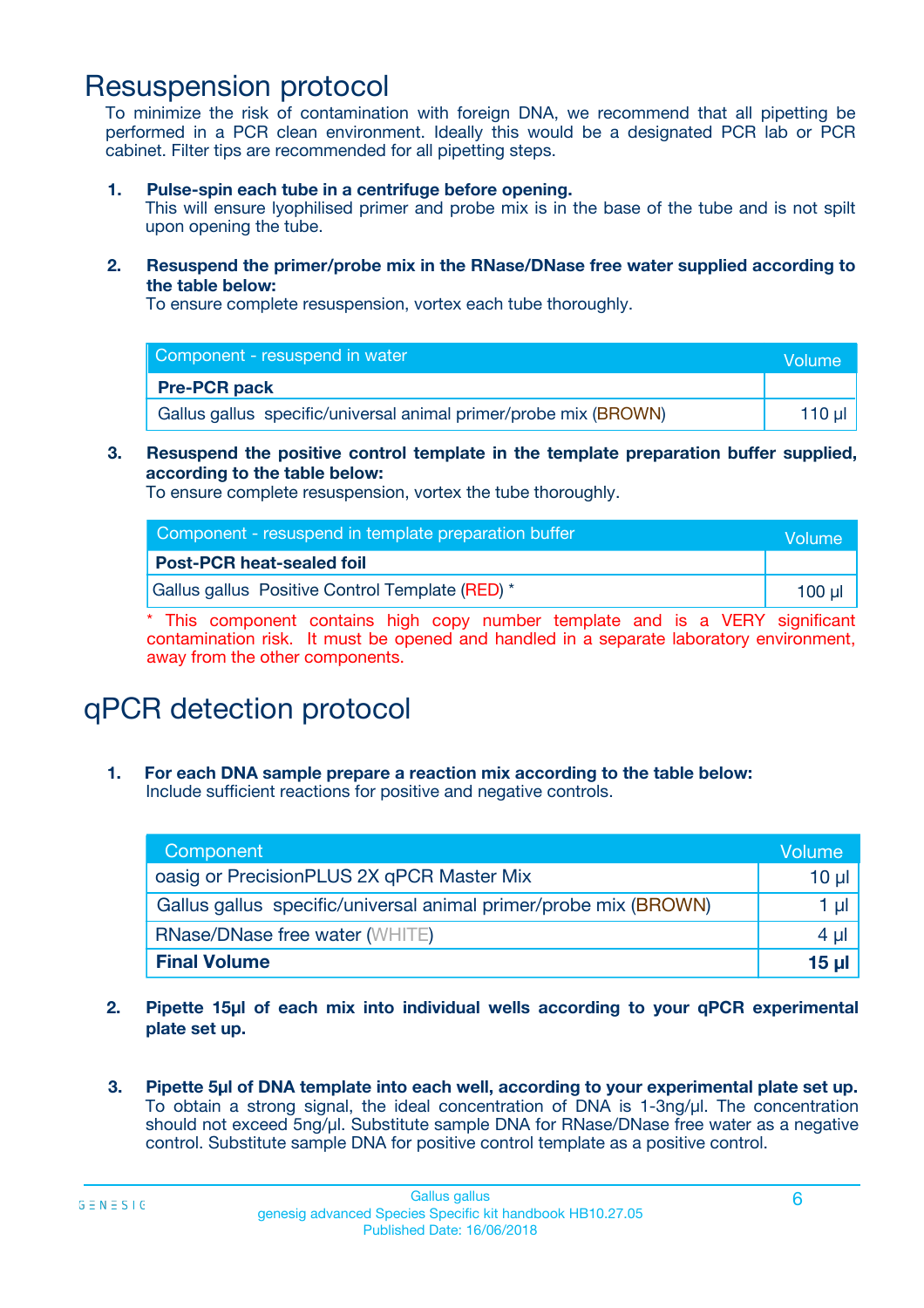# Resuspension protocol

To minimize the risk of contamination with foreign DNA, we recommend that all pipetting be performed in a PCR clean environment. Ideally this would be a designated PCR lab or PCR cabinet. Filter tips are recommended for all pipetting steps.

1. **Pulse-spin each tube in a centrifuge before opening.**
   This will ensure lyophilised primer and probe mix is in the base of the tube and is not spilt upon opening the tube.

2. **Resuspend the primer/probe mix in the RNase/DNase free water supplied according to the table below:**
   To ensure complete resuspension, vortex each tube thoroughly.

| Component - resuspend in water | Volume |
|---|---|
| **Pre-PCR pack** | |
| Gallus gallus specific/universal animal primer/probe mix (BROWN) | 110 µl |

3. **Resuspend the positive control template in the template preparation buffer supplied, according to the table below:**
   To ensure complete resuspension, vortex the tube thoroughly.

| Component - resuspend in template preparation buffer | Volume |
|---|---|
| **Post-PCR heat-sealed foil** | |
| Gallus gallus Positive Control Template (RED) * | 100 µl |

* This component contains high copy number template and is a VERY significant contamination risk. It must be opened and handled in a separate laboratory environment, away from the other components.

# qPCR detection protocol

1. **For each DNA sample prepare a reaction mix according to the table below:**
   Include sufficient reactions for positive and negative controls.

| Component | Volume |
|---|---|
| oasig or PrecisionPLUS 2X qPCR Master Mix | 10 µl |
| Gallus gallus specific/universal animal primer/probe mix (BROWN) | 1 µl |
| RNase/DNase free water (WHITE) | 4 µl |
| **Final Volume** | **15 µl** |

2. **Pipette 15µl of each mix into individual wells according to your qPCR experimental plate set up.**

3. **Pipette 5µl of DNA template into each well, according to your experimental plate set up.**
   To obtain a strong signal, the ideal concentration of DNA is 1-3ng/µl. The concentration should not exceed 5ng/µl. Substitute sample DNA for RNase/DNase free water as a negative control. Substitute sample DNA for positive control template as a positive control.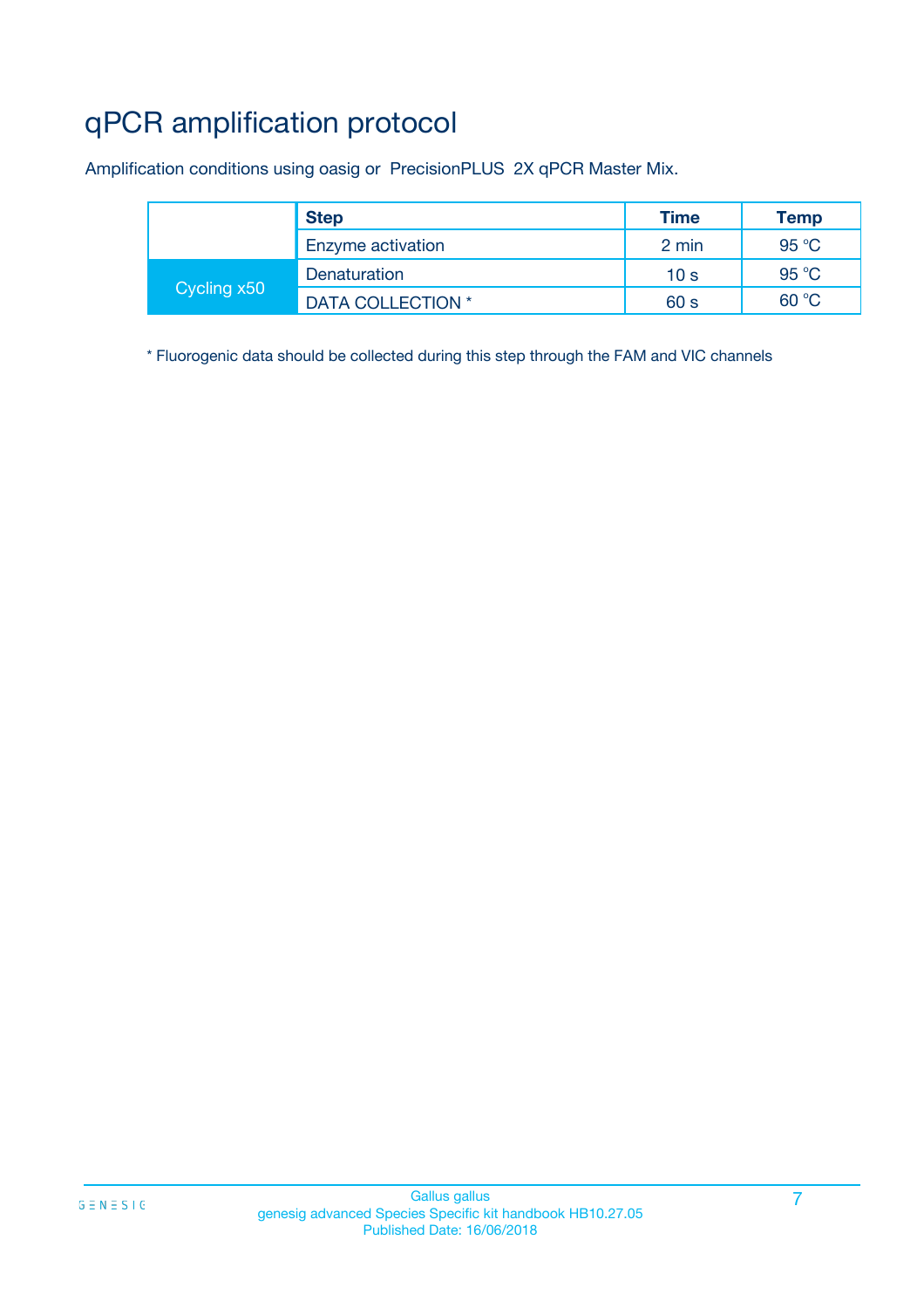# qPCR amplification protocol

Amplification conditions using oasig or PrecisionPLUS 2X qPCR Master Mix.

| | Step | Time | Temp |
|---|---|---|---|
| | Enzyme activation | 2 min | 95 °C |
| Cycling x50 | Denaturation | 10 s | 95 °C |
| | DATA COLLECTION * | 60 s | 60 °C |

* Fluorogenic data should be collected during this step through the FAM and VIC channels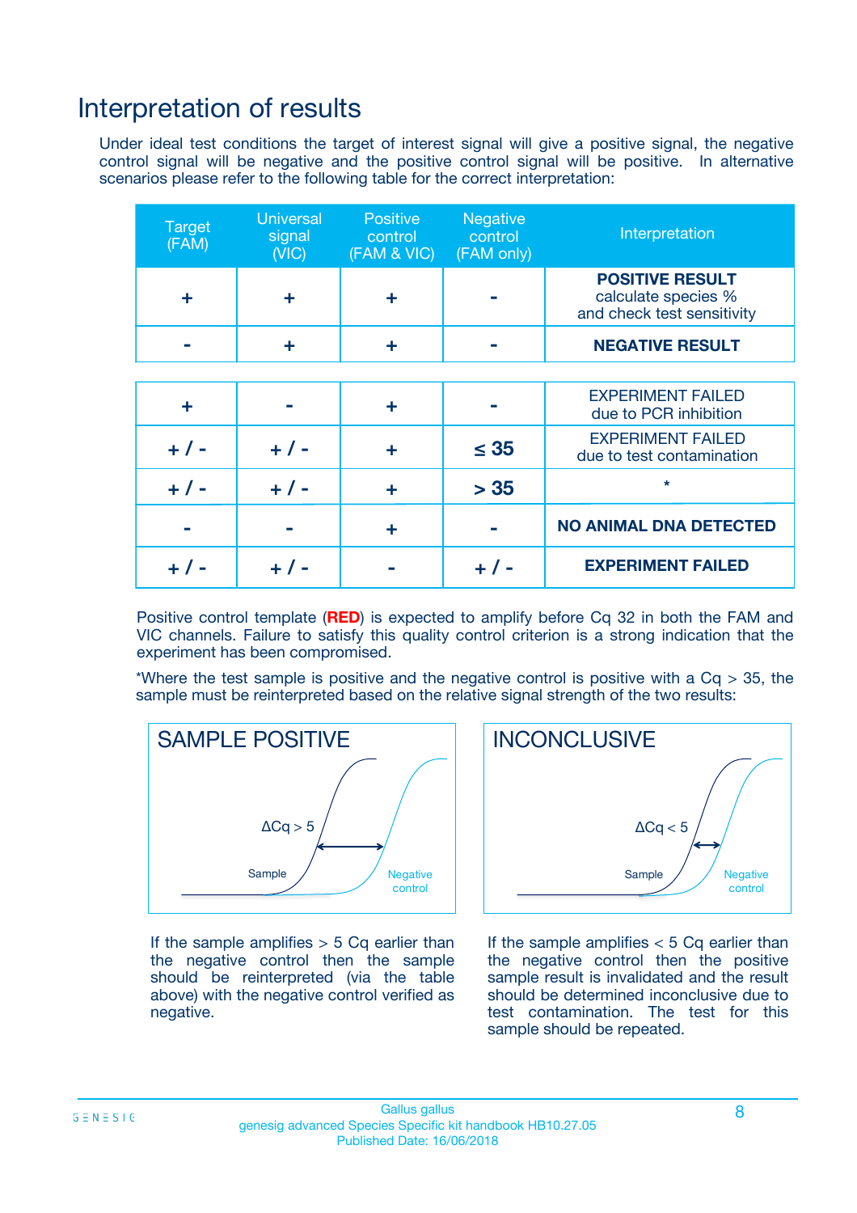# Interpretation of results

Under ideal test conditions the target of interest signal will give a positive signal, the negative control signal will be negative and the positive control signal will be positive. In alternative scenarios please refer to the following table for the correct interpretation:

| Target (FAM) | Universal signal (VIC) | Positive control (FAM & VIC) | Negative control (FAM only) | Interpretation |
|---|---|---|---|---|
| + | + | + | - | **POSITIVE RESULT** calculate species % and check test sensitivity |
| - | + | + | - | **NEGATIVE RESULT** |
| + | - | + | - | EXPERIMENT FAILED due to PCR inhibition |
| + / - | + / - | + | ≤ 35 | EXPERIMENT FAILED due to test contamination |
| + / - | + / - | + | > 35 | * |
| - | - | + | - | **NO ANIMAL DNA DETECTED** |
| + / - | + / - | - | + / - | **EXPERIMENT FAILED** |

Positive control template (**RED**) is expected to amplify before Cq 32 in both the FAM and VIC channels. Failure to satisfy this quality control criterion is a strong indication that the experiment has been compromised.

*Where the test sample is positive and the negative control is positive with a Cq > 35, the sample must be reinterpreted based on the relative signal strength of the two results:

**SAMPLE POSITIVE**

$\Delta Cq > 5$

If the sample amplifies > 5 Cq earlier than the negative control then the sample should be reinterpreted (via the table above) with the negative control verified as negative.

**INCONCLUSIVE**

$\Delta Cq < 5$

If the sample amplifies < 5 Cq earlier than the negative control then the positive sample result is invalidated and the result should be determined inconclusive due to test contamination. The test for this sample should be repeated.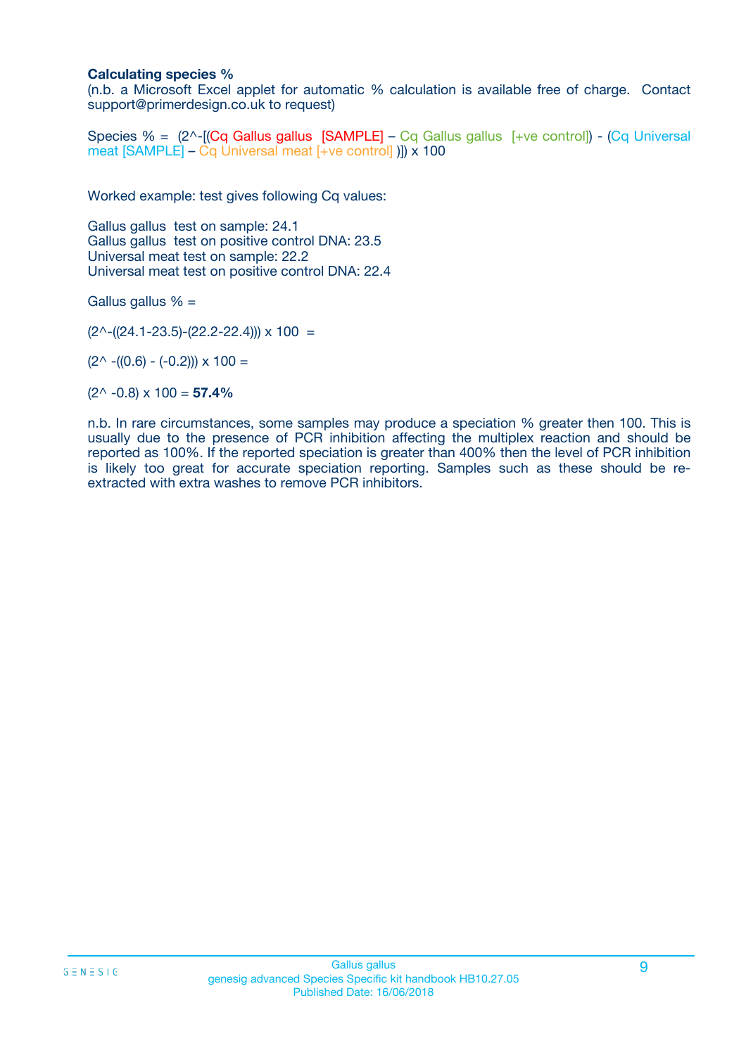**Calculating species %**

(n.b. a Microsoft Excel applet for automatic % calculation is available free of charge. Contact support@primerdesign.co.uk to request)

Species % = (2^-[(Cq Gallus gallus [SAMPLE] – Cq Gallus gallus [+ve control]) - (Cq Universal meat [SAMPLE] – Cq Universal meat [+ve control] )]) x 100

Worked example: test gives following Cq values:

Gallus gallus test on sample: 24.1
Gallus gallus test on positive control DNA: 23.5
Universal meat test on sample: 22.2
Universal meat test on positive control DNA: 22.4

Gallus gallus % =

(2^-((24.1-23.5)-(22.2-22.4))) x 100 =

(2^ -((0.6) - (-0.2))) x 100 =

(2^ -0.8) x 100 = **57.4%**

n.b. In rare circumstances, some samples may produce a speciation % greater then 100. This is usually due to the presence of PCR inhibition affecting the multiplex reaction and should be reported as 100%. If the reported speciation is greater than 400% then the level of PCR inhibition is likely too great for accurate speciation reporting. Samples such as these should be re-extracted with extra washes to remove PCR inhibitors.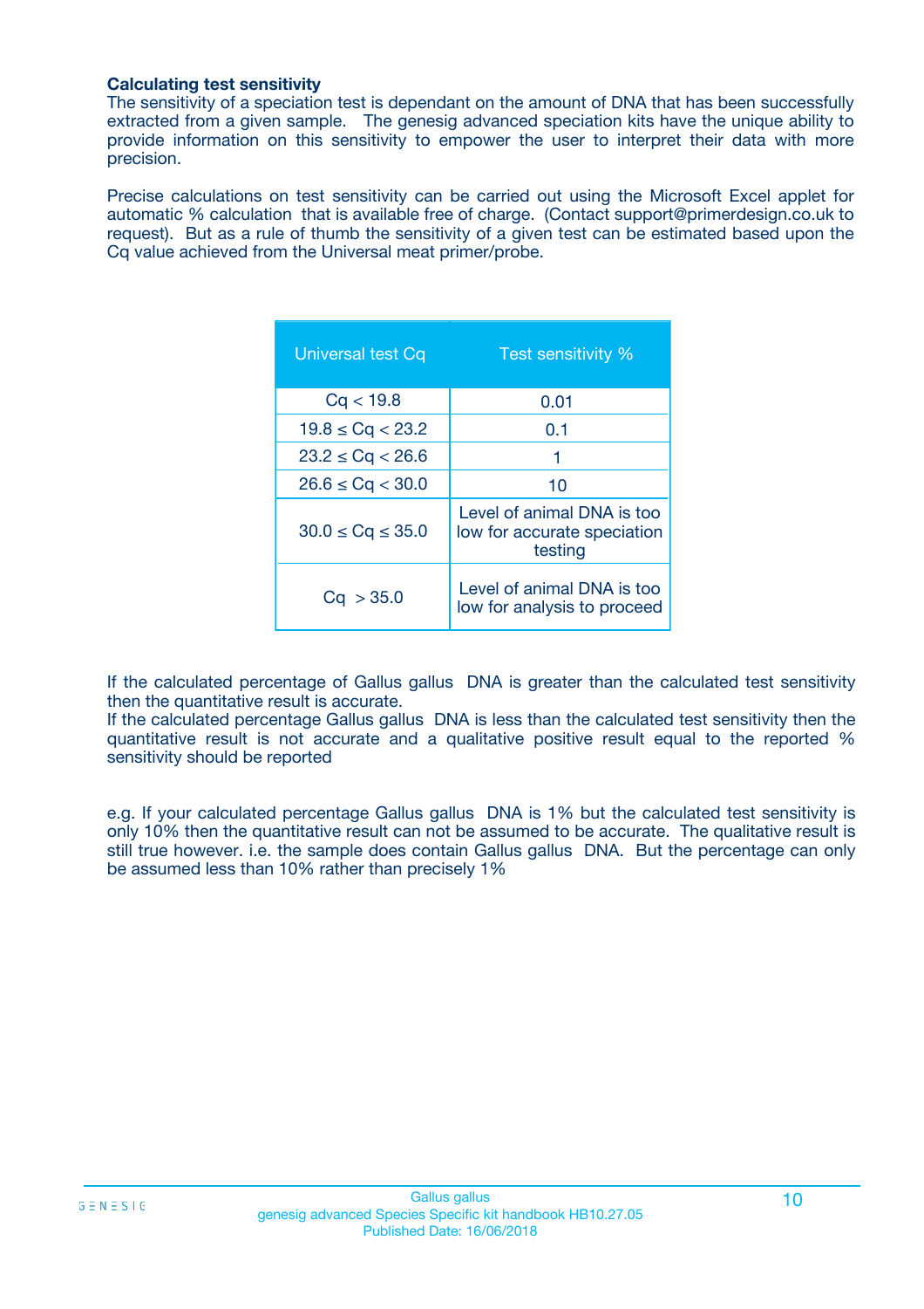### Calculating test sensitivity

The sensitivity of a speciation test is dependant on the amount of DNA that has been successfully extracted from a given sample. The genesig advanced speciation kits have the unique ability to provide information on this sensitivity to empower the user to interpret their data with more precision.

Precise calculations on test sensitivity can be carried out using the Microsoft Excel applet for automatic % calculation that is available free of charge. (Contact support@primerdesign.co.uk to request). But as a rule of thumb the sensitivity of a given test can be estimated based upon the Cq value achieved from the Universal meat primer/probe.

| Universal test Cq | Test sensitivity % |
|---|---|
| Cq < 19.8 | 0.01 |
| 19.8 ≤ Cq < 23.2 | 0.1 |
| 23.2 ≤ Cq < 26.6 | 1 |
| 26.6 ≤ Cq < 30.0 | 10 |
| 30.0 ≤ Cq ≤ 35.0 | Level of animal DNA is too low for accurate speciation testing |
| Cq > 35.0 | Level of animal DNA is too low for analysis to proceed |

If the calculated percentage of Gallus gallus DNA is greater than the calculated test sensitivity then the quantitative result is accurate.
If the calculated percentage Gallus gallus DNA is less than the calculated test sensitivity then the quantitative result is not accurate and a qualitative positive result equal to the reported % sensitivity should be reported

e.g. If your calculated percentage Gallus gallus DNA is 1% but the calculated test sensitivity is only 10% then the quantitative result can not be assumed to be accurate. The qualitative result is still true however. i.e. the sample does contain Gallus gallus DNA. But the percentage can only be assumed less than 10% rather than precisely 1%